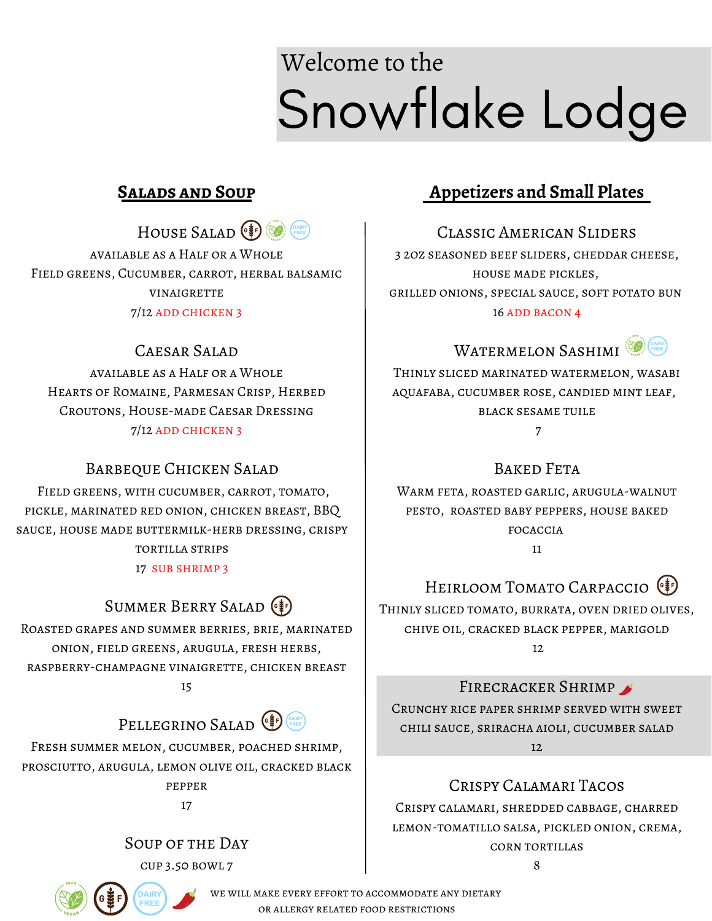# Welcome to the Snowflake Lodge

## Salads and Soup

### House Salad (GF) (100% Vegan) (Dairy Free)

Available as a Half or a Whole

Field greens, Cucumber, carrot, herbal balsamic vinaigrette

7/12 ADD CHICKEN 3

### Caesar Salad

Available as a Half or a Whole

Hearts of Romaine, Parmesan Crisp, Herbed Croutons, House-made Caesar Dressing

7/12 ADD CHICKEN 3

### Barbeque Chicken Salad

Field greens, with cucumber, carrot, tomato, pickle, marinated red onion, chicken breast, BBQ sauce, house made buttermilk-herb dressing, crispy tortilla strips

17 SUB SHRIMP 3

### Summer Berry Salad (GF)

Roasted grapes and summer berries, brie, marinated onion, field greens, arugula, fresh herbs, raspberry-champagne vinaigrette, chicken breast

15

### Pellegrino Salad (GF) (Dairy Free)

Fresh summer melon, cucumber, poached shrimp, prosciutto, arugula, lemon olive oil, cracked black pepper

17

### Soup of the Day

cup 3.50 bowl 7

## Appetizers and Small Plates

### Classic American Sliders

3 2oz seasoned beef sliders, cheddar cheese, house made pickles, grilled onions, special sauce, soft potato bun

16 ADD BACON 4

### Watermelon Sashimi (100% Vegan) (Dairy Free)

Thinly sliced marinated watermelon, wasabi aquafaba, cucumber rose, candied mint leaf, black sesame tuile

7

### Baked Feta

Warm feta, roasted garlic, arugula-walnut pesto, roasted baby peppers, house baked focaccia

11

### Heirloom Tomato Carpaccio (GF)

Thinly sliced tomato, burrata, oven dried olives, chive oil, cracked black pepper, marigold

12

### Firecracker Shrimp (Spicy)

Crunchy rice paper shrimp served with sweet chili sauce, sriracha aioli, cucumber salad

12

### Crispy Calamari Tacos

Crispy calamari, shredded cabbage, charred lemon-tomatillo salsa, pickled onion, crema, corn tortillas

8

(100% Vegan) (GF) (Dairy Free) (Spicy) We will make every effort to accommodate any dietary or allergy related food restrictions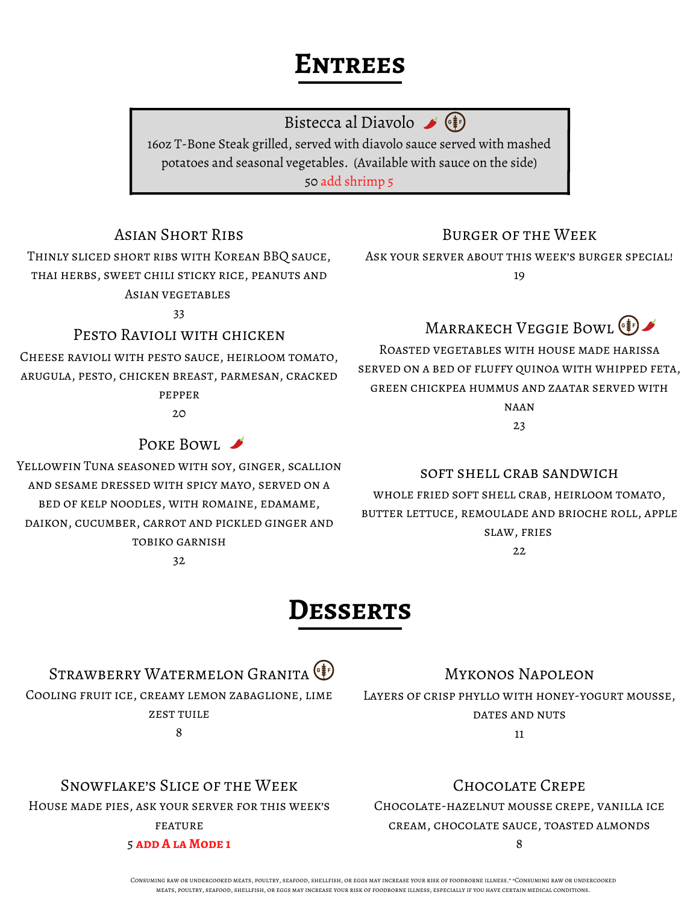# Entrees

### Bistecca al Diavolo

16oz T-Bone Steak grilled, served with diavolo sauce served with mashed potatoes and seasonal vegetables. (Available with sauce on the side)

50 add shrimp 5

### Asian Short Ribs

Thinly sliced short ribs with Korean BBQ sauce, Thai herbs, sweet chili sticky rice, peanuts and Asian vegetables

33

### Pesto Ravioli with chicken

Cheese ravioli with pesto sauce, heirloom tomato, arugula, pesto, chicken breast, parmesan, cracked pepper

20

### Poke Bowl

Yellowfin Tuna seasoned with soy, ginger, scallion and sesame dressed with spicy mayo, served on a bed of kelp noodles, with romaine, edamame, daikon, cucumber, carrot and pickled ginger and tobiko garnish

32

### Burger of the Week

Ask your server about this week's burger special!

19

### Marrakech Veggie Bowl

Roasted vegetables with house made harissa served on a bed of fluffy quinoa with whipped feta, green chickpea hummus and zaatar served with naan

23

### Soft Shell Crab Sandwich

Whole fried soft shell crab, heirloom tomato, butter lettuce, remoulade and brioche roll, apple slaw, fries

22

# Desserts

### Strawberry Watermelon Granita

Cooling fruit ice, creamy lemon zabaglione, lime zest tuile

8

### Snowflake's Slice of the Week

House made pies, ask your server for this week's feature

5 **add A la Mode 1**

### Mykonos Napoleon

Layers of crisp phyllo with honey-yogurt mousse, dates and nuts

11

### Chocolate Crepe

Chocolate-hazelnut mousse crepe, vanilla ice cream, chocolate sauce, toasted almonds

8

Consuming raw or undercooked meats, poultry, seafood, shellfish, or eggs may increase your risk of foodborne illness." "Consuming raw or undercooked meats, poultry, seafood, shellfish, or eggs may increase your risk of foodborne illness, especially if you have certain medical conditions.